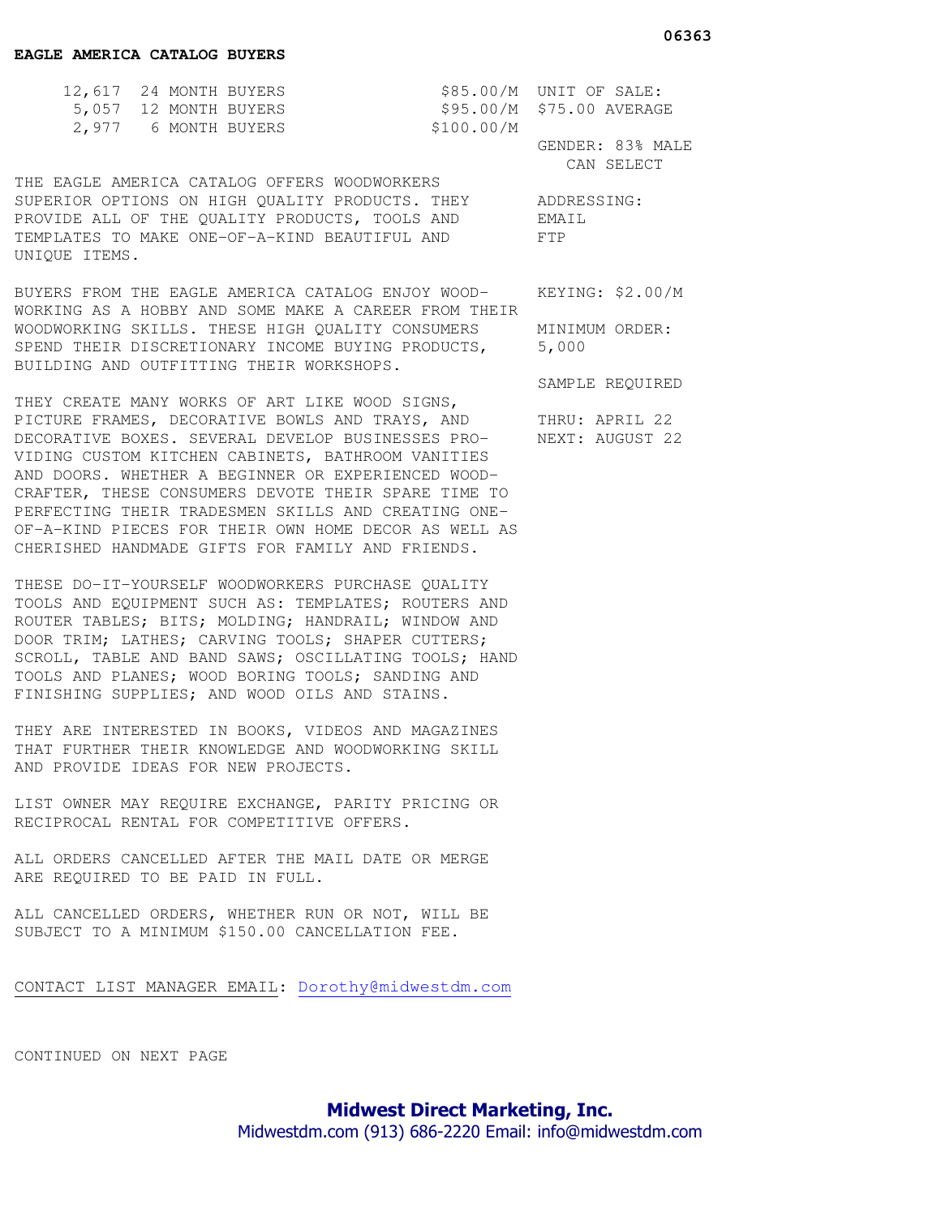06363

**EAGLE AMERICA CATALOG BUYERS**

| Count | Segment | Price |
|---|---|---|
| 12,617 | 24 MONTH BUYERS | $85.00/M |
| 5,057 | 12 MONTH BUYERS | $95.00/M |
| 2,977 | 6 MONTH BUYERS | $100.00/M |

UNIT OF SALE: $75.00 AVERAGE

GENDER: 83% MALE
CAN SELECT

ADDRESSING:
EMAIL
FTP

KEYING: $2.00/M

MINIMUM ORDER: 5,000

SAMPLE REQUIRED

THRU: APRIL 22
NEXT: AUGUST 22

THE EAGLE AMERICA CATALOG OFFERS WOODWORKERS SUPERIOR OPTIONS ON HIGH QUALITY PRODUCTS. THEY PROVIDE ALL OF THE QUALITY PRODUCTS, TOOLS AND TEMPLATES TO MAKE ONE-OF-A-KIND BEAUTIFUL AND UNIQUE ITEMS.

BUYERS FROM THE EAGLE AMERICA CATALOG ENJOY WOOD-WORKING AS A HOBBY AND SOME MAKE A CAREER FROM THEIR WOODWORKING SKILLS. THESE HIGH QUALITY CONSUMERS SPEND THEIR DISCRETIONARY INCOME BUYING PRODUCTS, BUILDING AND OUTFITTING THEIR WORKSHOPS.

THEY CREATE MANY WORKS OF ART LIKE WOOD SIGNS, PICTURE FRAMES, DECORATIVE BOWLS AND TRAYS, AND DECORATIVE BOXES. SEVERAL DEVELOP BUSINESSES PRO-VIDING CUSTOM KITCHEN CABINETS, BATHROOM VANITIES AND DOORS. WHETHER A BEGINNER OR EXPERIENCED WOOD-CRAFTER, THESE CONSUMERS DEVOTE THEIR SPARE TIME TO PERFECTING THEIR TRADESMEN SKILLS AND CREATING ONE-OF-A-KIND PIECES FOR THEIR OWN HOME DECOR AS WELL AS CHERISHED HANDMADE GIFTS FOR FAMILY AND FRIENDS.

THESE DO-IT-YOURSELF WOODWORKERS PURCHASE QUALITY TOOLS AND EQUIPMENT SUCH AS: TEMPLATES; ROUTERS AND ROUTER TABLES; BITS; MOLDING; HANDRAIL; WINDOW AND DOOR TRIM; LATHES; CARVING TOOLS; SHAPER CUTTERS; SCROLL, TABLE AND BAND SAWS; OSCILLATING TOOLS; HAND TOOLS AND PLANES; WOOD BORING TOOLS; SANDING AND FINISHING SUPPLIES; AND WOOD OILS AND STAINS.

THEY ARE INTERESTED IN BOOKS, VIDEOS AND MAGAZINES THAT FURTHER THEIR KNOWLEDGE AND WOODWORKING SKILL AND PROVIDE IDEAS FOR NEW PROJECTS.

LIST OWNER MAY REQUIRE EXCHANGE, PARITY PRICING OR RECIPROCAL RENTAL FOR COMPETITIVE OFFERS.

ALL ORDERS CANCELLED AFTER THE MAIL DATE OR MERGE ARE REQUIRED TO BE PAID IN FULL.

ALL CANCELLED ORDERS, WHETHER RUN OR NOT, WILL BE SUBJECT TO A MINIMUM $150.00 CANCELLATION FEE.

CONTACT LIST MANAGER EMAIL: Dorothy@midwestdm.com

CONTINUED ON NEXT PAGE

**Midwest Direct Marketing, Inc.**
Midwestdm.com (913) 686-2220 Email: info@midwestdm.com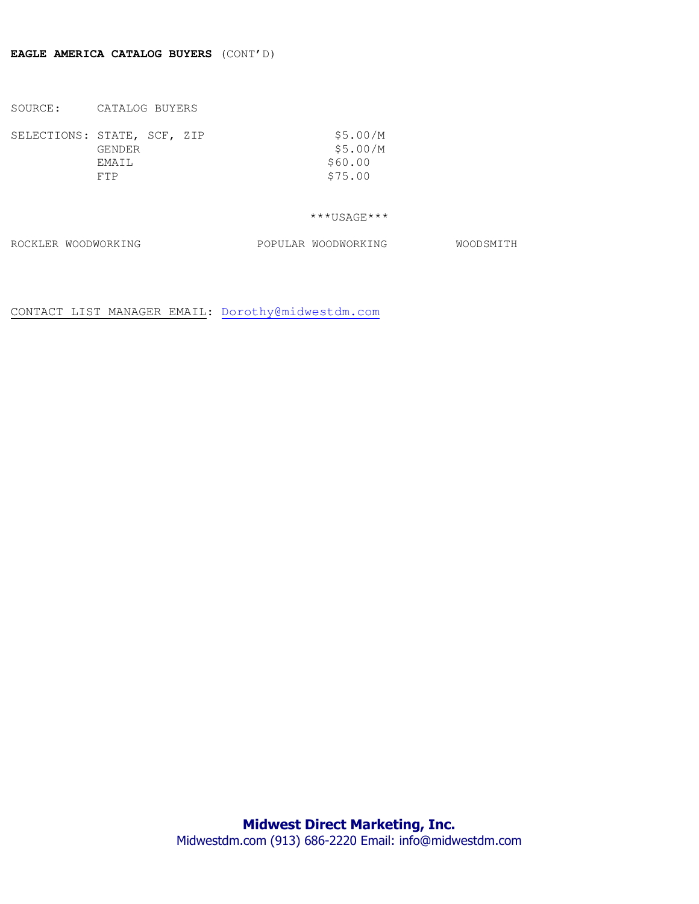**EAGLE AMERICA CATALOG BUYERS** (CONT'D)

SOURCE: CATALOG BUYERS

| | | |
|---|---|---|
| SELECTIONS: | STATE, SCF, ZIP | $5.00/M |
| | GENDER | $5.00/M |
| | EMAIL | $60.00 |
| | FTP | $75.00 |

\*\*\*USAGE\*\*\*

ROCKLER WOODWORKING    POPULAR WOODWORKING    WOODSMITH

CONTACT LIST MANAGER EMAIL: Dorothy@midwestdm.com

**Midwest Direct Marketing, Inc.**
Midwestdm.com (913) 686-2220 Email: info@midwestdm.com